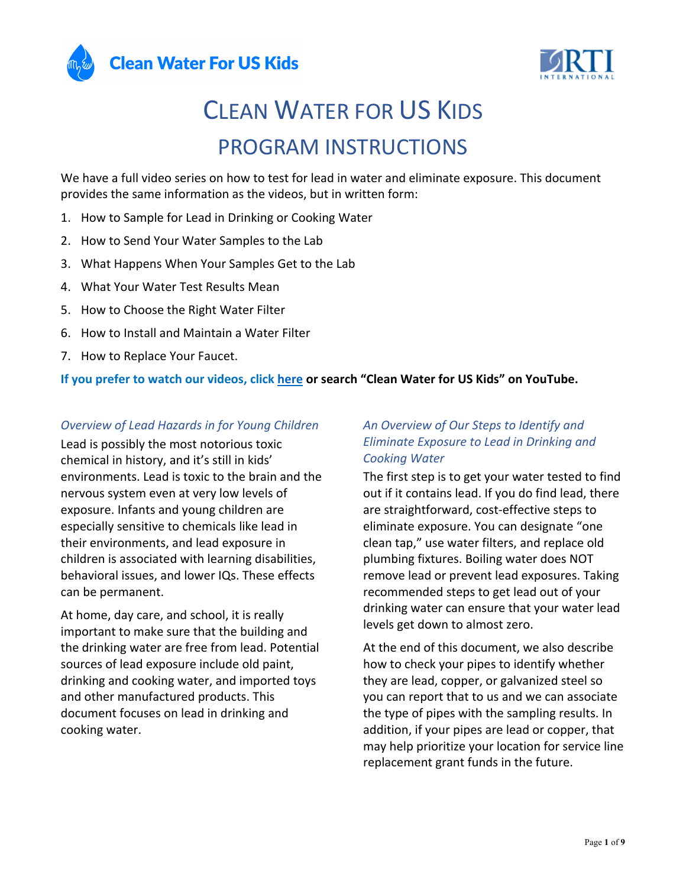Clean Water For US Kids

# CLEAN WATER FOR US KIDS

## PROGRAM INSTRUCTIONS

We have a full video series on how to test for lead in water and eliminate exposure. This document provides the same information as the videos, but in written form:

1. How to Sample for Lead in Drinking or Cooking Water
2. How to Send Your Water Samples to the Lab
3. What Happens When Your Samples Get to the Lab
4. What Your Water Test Results Mean
5. How to Choose the Right Water Filter
6. How to Install and Maintain a Water Filter
7. How to Replace Your Faucet.

**If you prefer to watch our videos, click here or search "Clean Water for US Kids" on YouTube.**

### *Overview of Lead Hazards in for Young Children*

Lead is possibly the most notorious toxic chemical in history, and it's still in kids' environments. Lead is toxic to the brain and the nervous system even at very low levels of exposure. Infants and young children are especially sensitive to chemicals like lead in their environments, and lead exposure in children is associated with learning disabilities, behavioral issues, and lower IQs. These effects can be permanent.

At home, day care, and school, it is really important to make sure that the building and the drinking water are free from lead. Potential sources of lead exposure include old paint, drinking and cooking water, and imported toys and other manufactured products. This document focuses on lead in drinking and cooking water.

### *An Overview of Our Steps to Identify and Eliminate Exposure to Lead in Drinking and Cooking Water*

The first step is to get your water tested to find out if it contains lead. If you do find lead, there are straightforward, cost-effective steps to eliminate exposure. You can designate "one clean tap," use water filters, and replace old plumbing fixtures. Boiling water does NOT remove lead or prevent lead exposures. Taking recommended steps to get lead out of your drinking water can ensure that your water lead levels get down to almost zero.

At the end of this document, we also describe how to check your pipes to identify whether they are lead, copper, or galvanized steel so you can report that to us and we can associate the type of pipes with the sampling results. In addition, if your pipes are lead or copper, that may help prioritize your location for service line replacement grant funds in the future.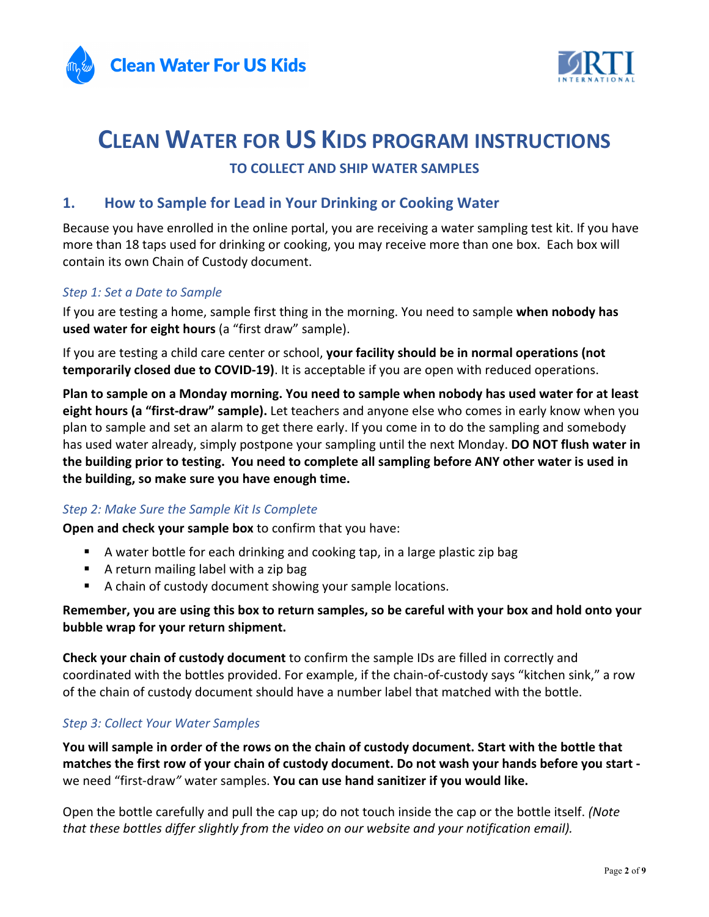# CLEAN WATER FOR US KIDS PROGRAM INSTRUCTIONS

### TO COLLECT AND SHIP WATER SAMPLES

## 1. How to Sample for Lead in Your Drinking or Cooking Water

Because you have enrolled in the online portal, you are receiving a water sampling test kit. If you have more than 18 taps used for drinking or cooking, you may receive more than one box. Each box will contain its own Chain of Custody document.

### *Step 1: Set a Date to Sample*

If you are testing a home, sample first thing in the morning. You need to sample **when nobody has used water for eight hours** (a "first draw" sample).

If you are testing a child care center or school, **your facility should be in normal operations (not temporarily closed due to COVID-19)**. It is acceptable if you are open with reduced operations.

**Plan to sample on a Monday morning. You need to sample when nobody has used water for at least eight hours (a "first-draw" sample).** Let teachers and anyone else who comes in early know when you plan to sample and set an alarm to get there early. If you come in to do the sampling and somebody has used water already, simply postpone your sampling until the next Monday. **DO NOT flush water in the building prior to testing. You need to complete all sampling before ANY other water is used in the building, so make sure you have enough time.**

### *Step 2: Make Sure the Sample Kit Is Complete*

**Open and check your sample box** to confirm that you have:

- A water bottle for each drinking and cooking tap, in a large plastic zip bag
- A return mailing label with a zip bag
- A chain of custody document showing your sample locations.

**Remember, you are using this box to return samples, so be careful with your box and hold onto your bubble wrap for your return shipment.**

**Check your chain of custody document** to confirm the sample IDs are filled in correctly and coordinated with the bottles provided. For example, if the chain-of-custody says "kitchen sink," a row of the chain of custody document should have a number label that matched with the bottle.

### *Step 3: Collect Your Water Samples*

**You will sample in order of the rows on the chain of custody document. Start with the bottle that matches the first row of your chain of custody document. Do not wash your hands before you start -** we need "first-draw*"* water samples. **You can use hand sanitizer if you would like.**

Open the bottle carefully and pull the cap up; do not touch inside the cap or the bottle itself. *(Note that these bottles differ slightly from the video on our website and your notification email).*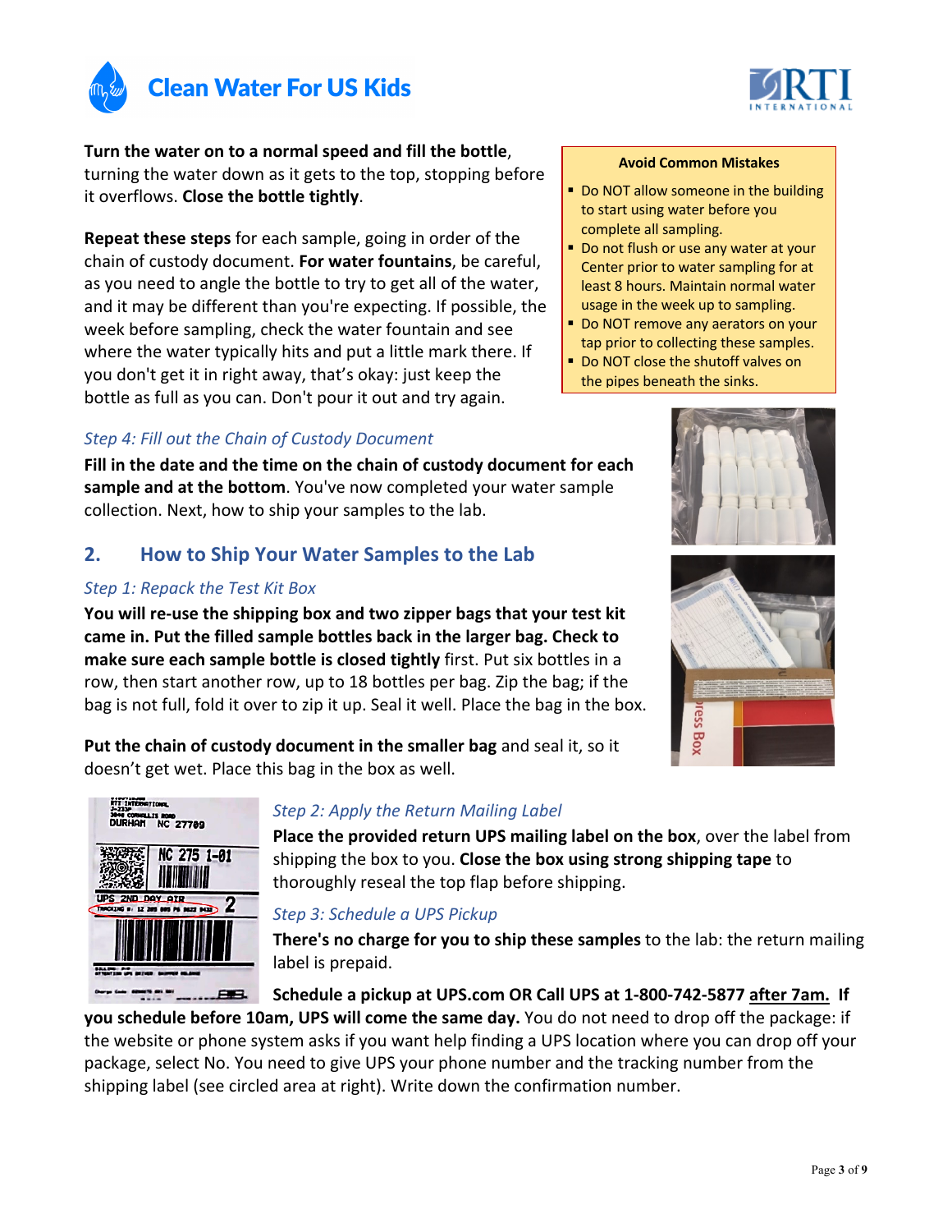**Turn the water on to a normal speed and fill the bottle**, turning the water down as it gets to the top, stopping before it overflows. **Close the bottle tightly**.

**Repeat these steps** for each sample, going in order of the chain of custody document. **For water fountains**, be careful, as you need to angle the bottle to try to get all of the water, and it may be different than you're expecting. If possible, the week before sampling, check the water fountain and see where the water typically hits and put a little mark there. If you don't get it in right away, that's okay: just keep the bottle as full as you can. Don't pour it out and try again.

**Avoid Common Mistakes**

- Do NOT allow someone in the building to start using water before you complete all sampling.
- Do not flush or use any water at your Center prior to water sampling for at least 8 hours. Maintain normal water usage in the week up to sampling.
- Do NOT remove any aerators on your tap prior to collecting these samples.
- Do NOT close the shutoff valves on the pipes beneath the sinks.

### *Step 4: Fill out the Chain of Custody Document*

**Fill in the date and the time on the chain of custody document for each sample and at the bottom**. You've now completed your water sample collection. Next, how to ship your samples to the lab.

## 2. How to Ship Your Water Samples to the Lab

### *Step 1: Repack the Test Kit Box*

**You will re-use the shipping box and two zipper bags that your test kit came in. Put the filled sample bottles back in the larger bag. Check to make sure each sample bottle is closed tightly** first. Put six bottles in a row, then start another row, up to 18 bottles per bag. Zip the bag; if the bag is not full, fold it over to zip it up. Seal it well. Place the bag in the box.

**Put the chain of custody document in the smaller bag** and seal it, so it doesn't get wet. Place this bag in the box as well.

### *Step 2: Apply the Return Mailing Label*

**Place the provided return UPS mailing label on the box**, over the label from shipping the box to you. **Close the box using strong shipping tape** to thoroughly reseal the top flap before shipping.

### *Step 3: Schedule a UPS Pickup*

**There's no charge for you to ship these samples** to the lab: the return mailing label is prepaid.

**Schedule a pickup at UPS.com OR Call UPS at 1-800-742-5877 <u>after 7am.</u> If you schedule before 10am, UPS will come the same day.** You do not need to drop off the package: if the website or phone system asks if you want help finding a UPS location where you can drop off your package, select No. You need to give UPS your phone number and the tracking number from the shipping label (see circled area at right). Write down the confirmation number.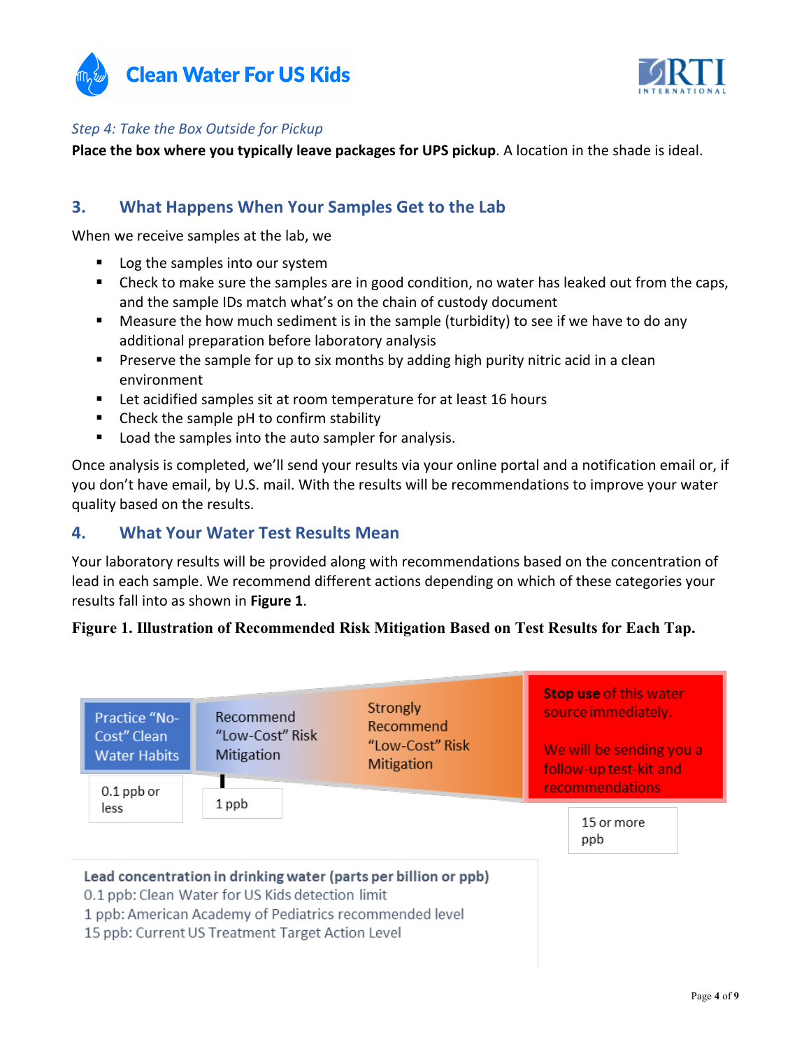*Step 4: Take the Box Outside for Pickup*

**Place the box where you typically leave packages for UPS pickup**. A location in the shade is ideal.

## 3. What Happens When Your Samples Get to the Lab

When we receive samples at the lab, we

- Log the samples into our system
- Check to make sure the samples are in good condition, no water has leaked out from the caps, and the sample IDs match what's on the chain of custody document
- Measure the how much sediment is in the sample (turbidity) to see if we have to do any additional preparation before laboratory analysis
- Preserve the sample for up to six months by adding high purity nitric acid in a clean environment
- Let acidified samples sit at room temperature for at least 16 hours
- Check the sample pH to confirm stability
- Load the samples into the auto sampler for analysis.

Once analysis is completed, we'll send your results via your online portal and a notification email or, if you don't have email, by U.S. mail. With the results will be recommendations to improve your water quality based on the results.

## 4. What Your Water Test Results Mean

Your laboratory results will be provided along with recommendations based on the concentration of lead in each sample. We recommend different actions depending on which of these categories your results fall into as shown in **Figure 1**.

**Figure 1. Illustration of Recommended Risk Mitigation Based on Test Results for Each Tap.**

| Practice "No-Cost" Clean Water Habits | Recommend "Low-Cost" Risk Mitigation | Strongly Recommend "Low-Cost" Risk Mitigation | **Stop use** of this water source immediately. We will be sending you a follow-up test-kit and recommendations |
|---|---|---|---|
| 0.1 ppb or less | 1 ppb | | 15 or more ppb |

**Lead concentration in drinking water (parts per billion or ppb)**

0.1 ppb: Clean Water for US Kids detection limit

1 ppb: American Academy of Pediatrics recommended level

15 ppb: Current US Treatment Target Action Level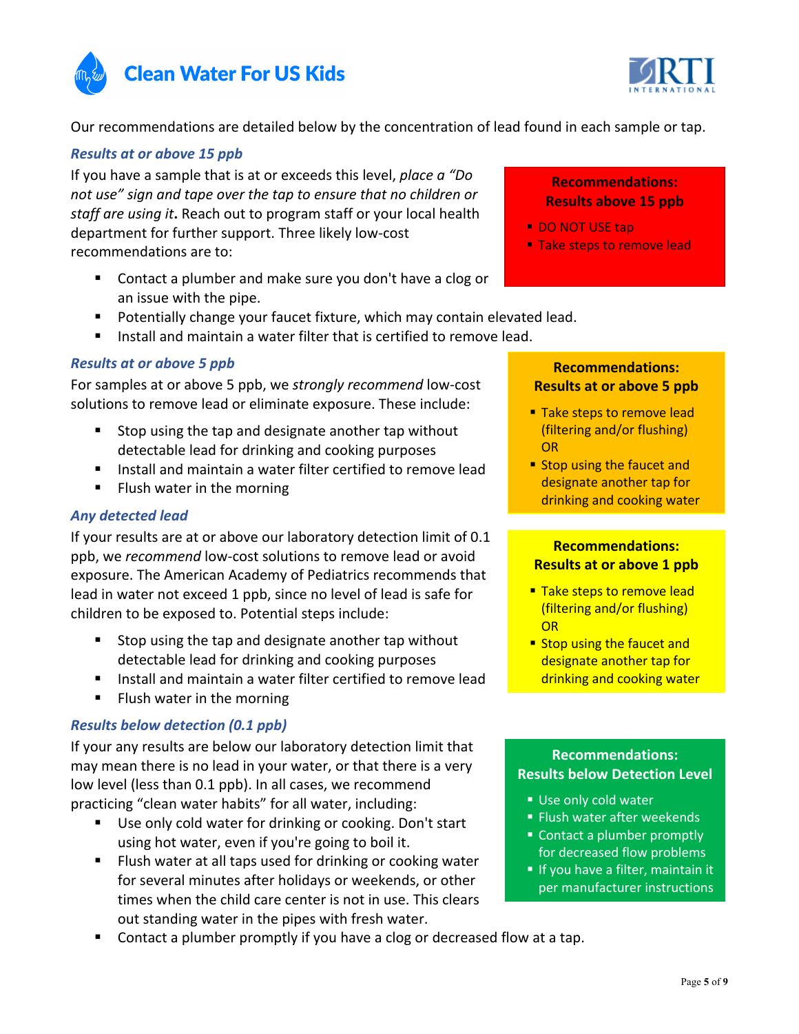Our recommendations are detailed below by the concentration of lead found in each sample or tap.

### *Results at or above 15 ppb*

If you have a sample that is at or exceeds this level, *place a "Do not use" sign and tape over the tap to ensure that no children or staff are using it***.** Reach out to program staff or your local health department for further support. Three likely low-cost recommendations are to:

- Contact a plumber and make sure you don't have a clog or an issue with the pipe.
- Potentially change your faucet fixture, which may contain elevated lead.
- Install and maintain a water filter that is certified to remove lead.

**Recommendations: Results above 15 ppb**

- DO NOT USE tap
- Take steps to remove lead

### *Results at or above 5 ppb*

For samples at or above 5 ppb, we *strongly recommend* low-cost solutions to remove lead or eliminate exposure. These include:

- Stop using the tap and designate another tap without detectable lead for drinking and cooking purposes
- Install and maintain a water filter certified to remove lead
- Flush water in the morning

**Recommendations: Results at or above 5 ppb**

- Take steps to remove lead (filtering and/or flushing) OR
- Stop using the faucet and designate another tap for drinking and cooking water

### *Any detected lead*

If your results are at or above our laboratory detection limit of 0.1 ppb, we *recommend* low-cost solutions to remove lead or avoid exposure. The American Academy of Pediatrics recommends that lead in water not exceed 1 ppb, since no level of lead is safe for children to be exposed to. Potential steps include:

- Stop using the tap and designate another tap without detectable lead for drinking and cooking purposes
- Install and maintain a water filter certified to remove lead
- Flush water in the morning

**Recommendations: Results at or above 1 ppb**

- Take steps to remove lead (filtering and/or flushing) OR
- Stop using the faucet and designate another tap for drinking and cooking water

### *Results below detection (0.1 ppb)*

If your any results are below our laboratory detection limit that may mean there is no lead in your water, or that there is a very low level (less than 0.1 ppb). In all cases, we recommend practicing "clean water habits" for all water, including:

- Use only cold water for drinking or cooking. Don't start using hot water, even if you're going to boil it.
- Flush water at all taps used for drinking or cooking water for several minutes after holidays or weekends, or other times when the child care center is not in use. This clears out standing water in the pipes with fresh water.
- Contact a plumber promptly if you have a clog or decreased flow at a tap.

**Recommendations: Results below Detection Level**

- Use only cold water
- Flush water after weekends
- Contact a plumber promptly for decreased flow problems
- If you have a filter, maintain it per manufacturer instructions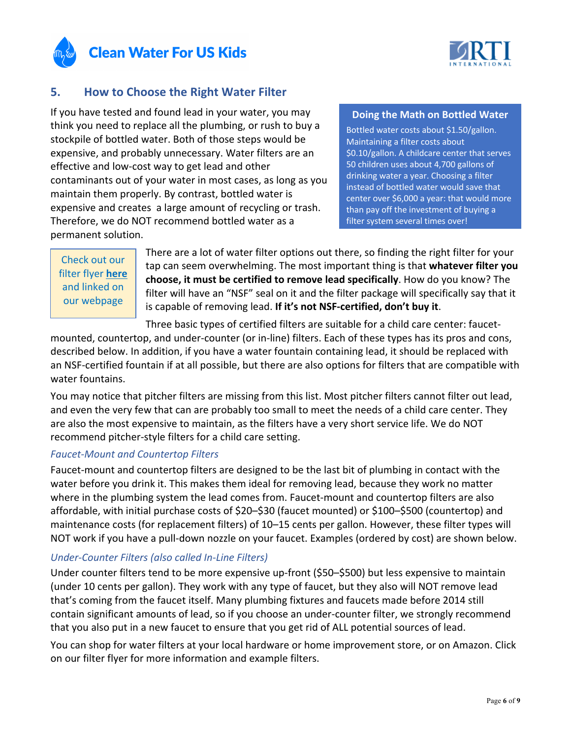## 5. How to Choose the Right Water Filter

If you have tested and found lead in your water, you may think you need to replace all the plumbing, or rush to buy a stockpile of bottled water. Both of those steps would be expensive, and probably unnecessary. Water filters are an effective and low-cost way to get lead and other contaminants out of your water in most cases, as long as you maintain them properly. By contrast, bottled water is expensive and creates a large amount of recycling or trash. Therefore, we do NOT recommend bottled water as a permanent solution.

> **Doing the Math on Bottled Water**
>
> Bottled water costs about $1.50/gallon. Maintaining a filter costs about $0.10/gallon. A childcare center that serves 50 children uses about 4,700 gallons of drinking water a year. Choosing a filter instead of bottled water would save that center over $6,000 a year: that would more than pay off the investment of buying a filter system several times over!

> Check out our filter flyer **here** and linked on our webpage

There are a lot of water filter options out there, so finding the right filter for your tap can seem overwhelming. The most important thing is that **whatever filter you choose, it must be certified to remove lead specifically**. How do you know? The filter will have an "NSF" seal on it and the filter package will specifically say that it is capable of removing lead. **If it's not NSF-certified, don't buy it**.

Three basic types of certified filters are suitable for a child care center: faucet-mounted, countertop, and under-counter (or in-line) filters. Each of these types has its pros and cons, described below. In addition, if you have a water fountain containing lead, it should be replaced with an NSF-certified fountain if at all possible, but there are also options for filters that are compatible with water fountains.

You may notice that pitcher filters are missing from this list. Most pitcher filters cannot filter out lead, and even the very few that can are probably too small to meet the needs of a child care center. They are also the most expensive to maintain, as the filters have a very short service life. We do NOT recommend pitcher-style filters for a child care setting.

### *Faucet-Mount and Countertop Filters*

Faucet-mount and countertop filters are designed to be the last bit of plumbing in contact with the water before you drink it. This makes them ideal for removing lead, because they work no matter where in the plumbing system the lead comes from. Faucet-mount and countertop filters are also affordable, with initial purchase costs of $20–$30 (faucet mounted) or $100–$500 (countertop) and maintenance costs (for replacement filters) of 10–15 cents per gallon. However, these filter types will NOT work if you have a pull-down nozzle on your faucet. Examples (ordered by cost) are shown below.

### *Under-Counter Filters (also called In-Line Filters)*

Under counter filters tend to be more expensive up-front ($50–$500) but less expensive to maintain (under 10 cents per gallon). They work with any type of faucet, but they also will NOT remove lead that's coming from the faucet itself. Many plumbing fixtures and faucets made before 2014 still contain significant amounts of lead, so if you choose an under-counter filter, we strongly recommend that you also put in a new faucet to ensure that you get rid of ALL potential sources of lead.

You can shop for water filters at your local hardware or home improvement store, or on Amazon. Click on our filter flyer for more information and example filters.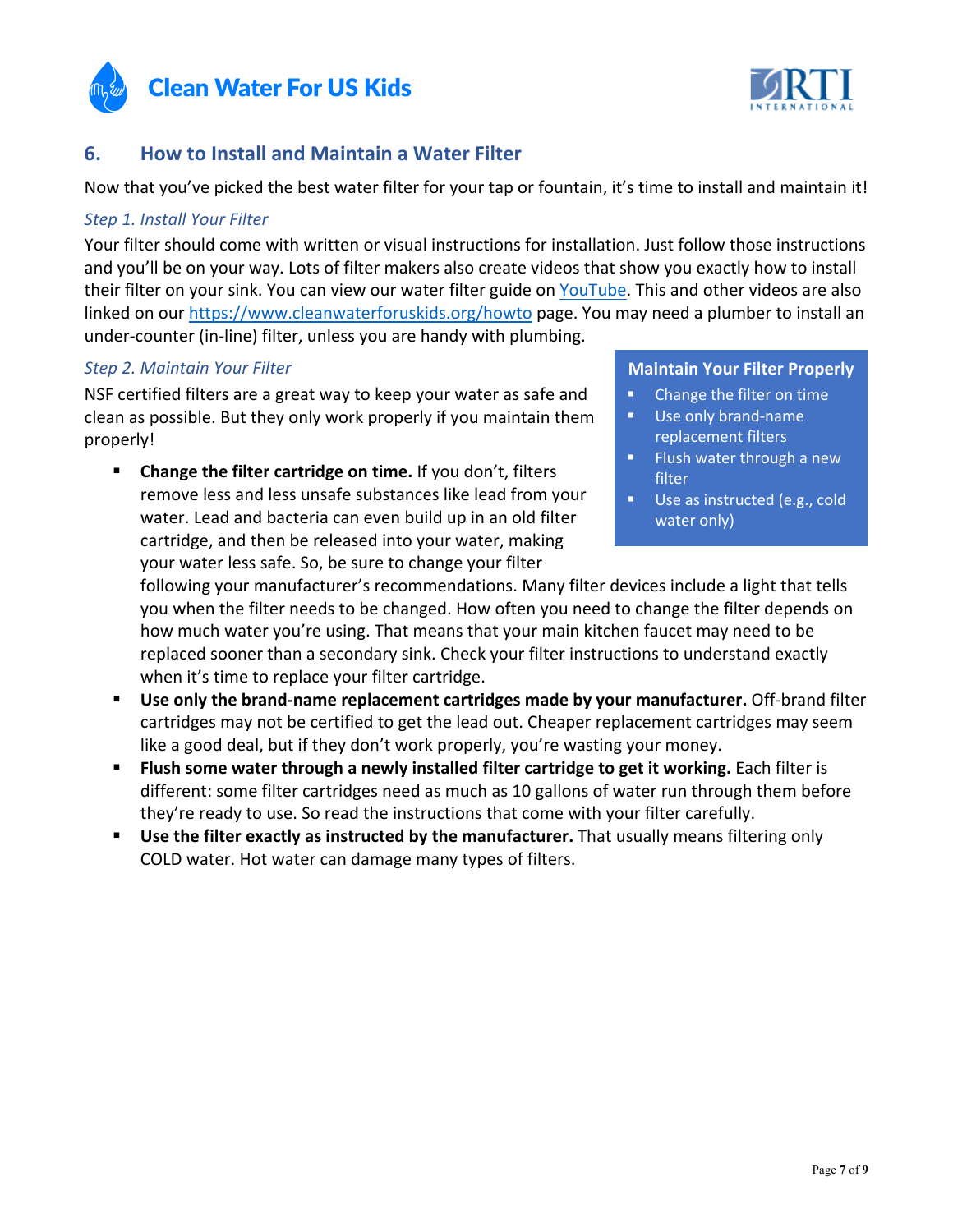## 6. How to Install and Maintain a Water Filter

Now that you've picked the best water filter for your tap or fountain, it's time to install and maintain it!

*Step 1. Install Your Filter*

Your filter should come with written or visual instructions for installation. Just follow those instructions and you'll be on your way. Lots of filter makers also create videos that show you exactly how to install their filter on your sink. You can view our water filter guide on YouTube. This and other videos are also linked on our https://www.cleanwaterforuskids.org/howto page. You may need a plumber to install an under-counter (in-line) filter, unless you are handy with plumbing.

*Step 2. Maintain Your Filter*

NSF certified filters are a great way to keep your water as safe and clean as possible. But they only work properly if you maintain them properly!

> **Maintain Your Filter Properly**
>
> - Change the filter on time
> - Use only brand-name replacement filters
> - Flush water through a new filter
> - Use as instructed (e.g., cold water only)

- **Change the filter cartridge on time.** If you don't, filters remove less and less unsafe substances like lead from your water. Lead and bacteria can even build up in an old filter cartridge, and then be released into your water, making your water less safe. So, be sure to change your filter following your manufacturer's recommendations. Many filter devices include a light that tells you when the filter needs to be changed. How often you need to change the filter depends on how much water you're using. That means that your main kitchen faucet may need to be replaced sooner than a secondary sink. Check your filter instructions to understand exactly when it's time to replace your filter cartridge.
- **Use only the brand-name replacement cartridges made by your manufacturer.** Off-brand filter cartridges may not be certified to get the lead out. Cheaper replacement cartridges may seem like a good deal, but if they don't work properly, you're wasting your money.
- **Flush some water through a newly installed filter cartridge to get it working.** Each filter is different: some filter cartridges need as much as 10 gallons of water run through them before they're ready to use. So read the instructions that come with your filter carefully.
- **Use the filter exactly as instructed by the manufacturer.** That usually means filtering only COLD water. Hot water can damage many types of filters.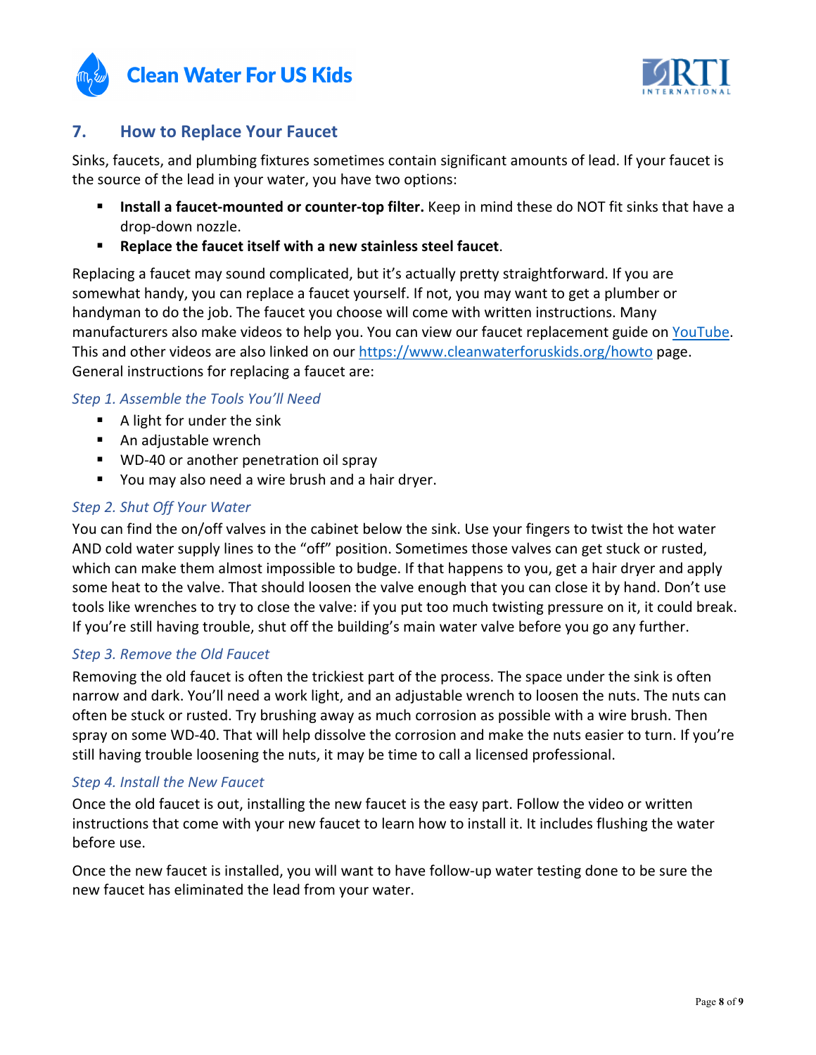## 7. How to Replace Your Faucet

Sinks, faucets, and plumbing fixtures sometimes contain significant amounts of lead. If your faucet is the source of the lead in your water, you have two options:

- **Install a faucet-mounted or counter-top filter.** Keep in mind these do NOT fit sinks that have a drop-down nozzle.
- **Replace the faucet itself with a new stainless steel faucet**.

Replacing a faucet may sound complicated, but it's actually pretty straightforward. If you are somewhat handy, you can replace a faucet yourself. If not, you may want to get a plumber or handyman to do the job. The faucet you choose will come with written instructions. Many manufacturers also make videos to help you. You can view our faucet replacement guide on [YouTube](). This and other videos are also linked on our [https://www.cleanwaterforuskids.org/howto](https://www.cleanwaterforuskids.org/howto) page. General instructions for replacing a faucet are:

### *Step 1. Assemble the Tools You'll Need*

- A light for under the sink
- An adjustable wrench
- WD-40 or another penetration oil spray
- You may also need a wire brush and a hair dryer.

### *Step 2. Shut Off Your Water*

You can find the on/off valves in the cabinet below the sink. Use your fingers to twist the hot water AND cold water supply lines to the "off" position. Sometimes those valves can get stuck or rusted, which can make them almost impossible to budge. If that happens to you, get a hair dryer and apply some heat to the valve. That should loosen the valve enough that you can close it by hand. Don't use tools like wrenches to try to close the valve: if you put too much twisting pressure on it, it could break. If you're still having trouble, shut off the building's main water valve before you go any further.

### *Step 3. Remove the Old Faucet*

Removing the old faucet is often the trickiest part of the process. The space under the sink is often narrow and dark. You'll need a work light, and an adjustable wrench to loosen the nuts. The nuts can often be stuck or rusted. Try brushing away as much corrosion as possible with a wire brush. Then spray on some WD-40. That will help dissolve the corrosion and make the nuts easier to turn. If you're still having trouble loosening the nuts, it may be time to call a licensed professional.

### *Step 4. Install the New Faucet*

Once the old faucet is out, installing the new faucet is the easy part. Follow the video or written instructions that come with your new faucet to learn how to install it. It includes flushing the water before use.

Once the new faucet is installed, you will want to have follow-up water testing done to be sure the new faucet has eliminated the lead from your water.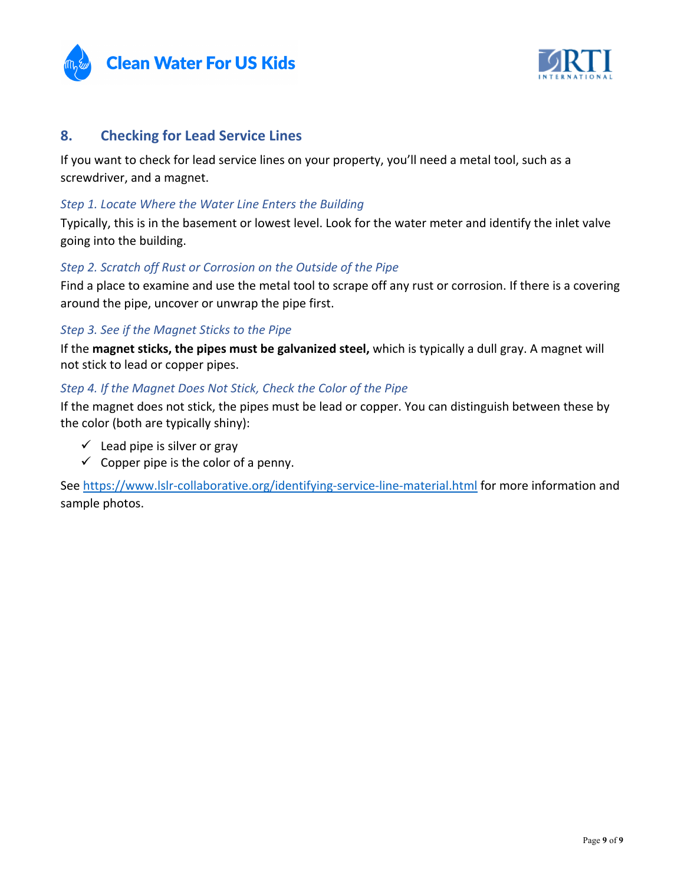## 8. Checking for Lead Service Lines

If you want to check for lead service lines on your property, you'll need a metal tool, such as a screwdriver, and a magnet.

### *Step 1. Locate Where the Water Line Enters the Building*

Typically, this is in the basement or lowest level. Look for the water meter and identify the inlet valve going into the building.

### *Step 2. Scratch off Rust or Corrosion on the Outside of the Pipe*

Find a place to examine and use the metal tool to scrape off any rust or corrosion. If there is a covering around the pipe, uncover or unwrap the pipe first.

### *Step 3. See if the Magnet Sticks to the Pipe*

If the **magnet sticks, the pipes must be galvanized steel,** which is typically a dull gray. A magnet will not stick to lead or copper pipes.

### *Step 4. If the Magnet Does Not Stick, Check the Color of the Pipe*

If the magnet does not stick, the pipes must be lead or copper. You can distinguish between these by the color (both are typically shiny):

- ✓ Lead pipe is silver or gray
- ✓ Copper pipe is the color of a penny.

See https://www.lslr-collaborative.org/identifying-service-line-material.html for more information and sample photos.